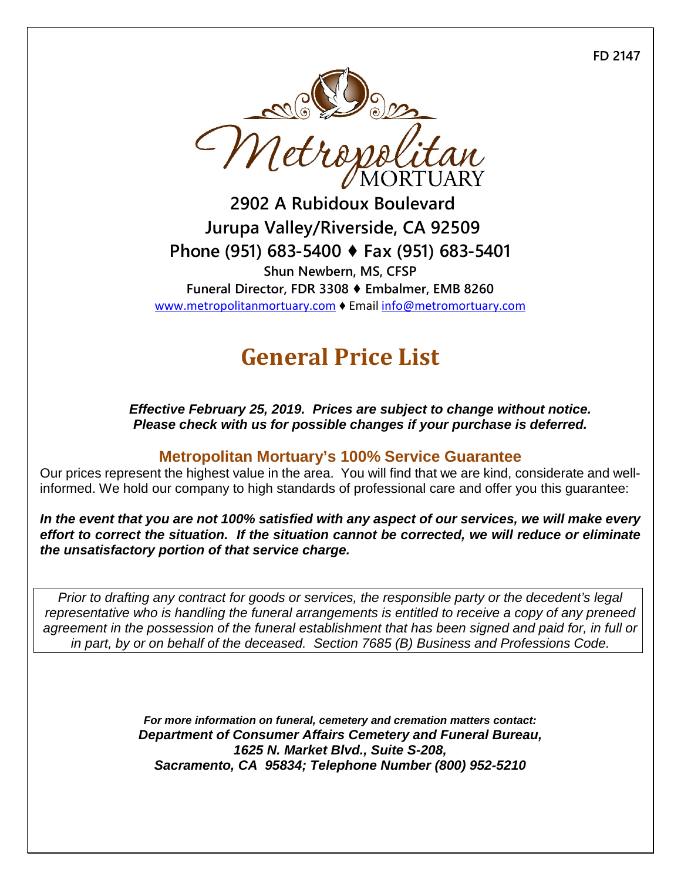FD 2147

Metropolitan MORTUARY

**2902 A Rubidoux Boulevard**
**Jurupa Valley/Riverside, CA 92509**
**Phone (951) 683-5400 ♦ Fax (951) 683-5401**
**Shun Newbern, MS, CFSP**
**Funeral Director, FDR 3308 ♦ Embalmer, EMB 8260**
www.metropolitanmortuary.com ♦ Email info@metromortuary.com

# General Price List

***Effective February 25, 2019. Prices are subject to change without notice. Please check with us for possible changes if your purchase is deferred.***

## Metropolitan Mortuary's 100% Service Guarantee

Our prices represent the highest value in the area. You will find that we are kind, considerate and well-informed. We hold our company to high standards of professional care and offer you this guarantee:

***In the event that you are not 100% satisfied with any aspect of our services, we will make every effort to correct the situation. If the situation cannot be corrected, we will reduce or eliminate the unsatisfactory portion of that service charge.***

*Prior to drafting any contract for goods or services, the responsible party or the decedent's legal representative who is handling the funeral arrangements is entitled to receive a copy of any preneed agreement in the possession of the funeral establishment that has been signed and paid for, in full or in part, by or on behalf of the deceased. Section 7685 (B) Business and Professions Code.*

***For more information on funeral, cemetery and cremation matters contact:***
***Department of Consumer Affairs Cemetery and Funeral Bureau,***
***1625 N. Market Blvd., Suite S-208,***
***Sacramento, CA 95834; Telephone Number (800) 952-5210***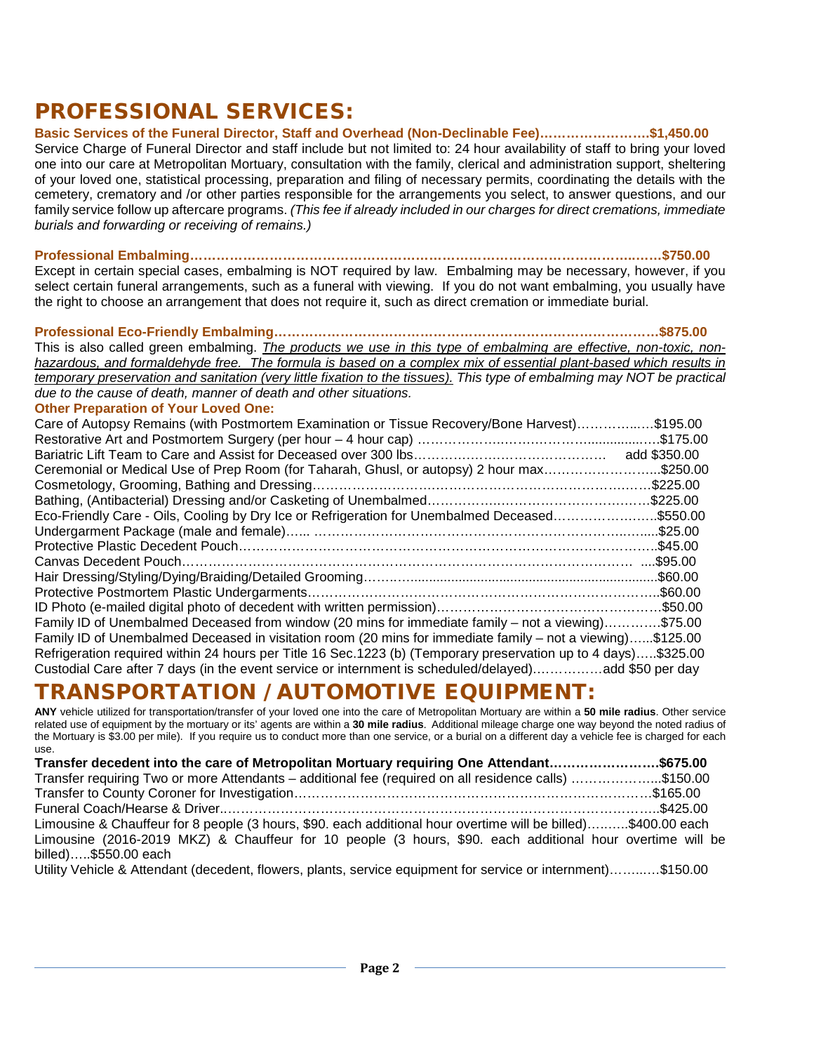# PROFESSIONAL SERVICES:

**Basic Services of the Funeral Director, Staff and Overhead (Non-Declinable Fee)……………………$1,450.00**

Service Charge of Funeral Director and staff include but not limited to: 24 hour availability of staff to bring your loved one into our care at Metropolitan Mortuary, consultation with the family, clerical and administration support, sheltering of your loved one, statistical processing, preparation and filing of necessary permits, coordinating the details with the cemetery, crematory and /or other parties responsible for the arrangements you select, to answer questions, and our family service follow up aftercare programs. *(This fee if already included in our charges for direct cremations, immediate burials and forwarding or receiving of remains.)*

**Professional Embalming……………………………………………………………………………………$750.00**

Except in certain special cases, embalming is NOT required by law. Embalming may be necessary, however, if you select certain funeral arrangements, such as a funeral with viewing. If you do not want embalming, you usually have the right to choose an arrangement that does not require it, such as direct cremation or immediate burial.

**Professional Eco-Friendly Embalming………………………………………………………………………$875.00**

This is also called green embalming. *The products we use in this type of embalming are effective, non-toxic, non-hazardous, and formaldehyde free. The formula is based on a complex mix of essential plant-based which results in temporary preservation and sanitation (very little fixation to the tissues). This type of embalming may NOT be practical due to the cause of death, manner of death and other situations.*

**Other Preparation of Your Loved One:**

Care of Autopsy Remains (with Postmortem Examination or Tissue Recovery/Bone Harvest)……………$195.00
Restorative Art and Postmortem Surgery (per hour – 4 hour cap) ……………………………………………$175.00
Bariatric Lift Team to Care and Assist for Deceased over 300 lbs……………………………………… add $350.00
Ceremonial or Medical Use of Prep Room (for Taharah, Ghusl, or autopsy) 2 hour max……………………$250.00
Cosmetology, Grooming, Bathing and Dressing……………………………………………………………$225.00
Bathing, (Antibacterial) Dressing and/or Casketing of Unembalmed………………………………………$225.00
Eco-Friendly Care - Oils, Cooling by Dry Ice or Refrigeration for Unembalmed Deceased……………………$550.00
Undergarment Package (male and female)…… ……………………………………………………………$25.00
Protective Plastic Decedent Pouch……………………………………………………………………………$45.00
Canvas Decedent Pouch…………………………………………………………………………………$95.00
Hair Dressing/Styling/Dying/Braiding/Detailed Grooming……………………………………………………$60.00
Protective Postmortem Plastic Undergarments………………………………………………………………$60.00
ID Photo (e-mailed digital photo of decedent with written permission)…………………………………………$50.00
Family ID of Unembalmed Deceased from window (20 mins for immediate family – not a viewing)…………$75.00
Family ID of Unembalmed Deceased in visitation room (20 mins for immediate family – not a viewing)……$125.00
Refrigeration required within 24 hours per Title 16 Sec.1223 (b) (Temporary preservation up to 4 days)…..$325.00
Custodial Care after 7 days (in the event service or internment is scheduled/delayed)……………add $50 per day

# TRANSPORTATION / AUTOMOTIVE EQUIPMENT:

**ANY** vehicle utilized for transportation/transfer of your loved one into the care of Metropolitan Mortuary are within a **50 mile radius**. Other service related use of equipment by the mortuary or its' agents are within a **30 mile radius**. Additional mileage charge one way beyond the noted radius of the Mortuary is $3.00 per mile). If you require us to conduct more than one service, or a burial on a different day a vehicle fee is charged for each use.

**Transfer decedent into the care of Metropolitan Mortuary requiring One Attendant……………………$675.00**
Transfer requiring Two or more Attendants – additional fee (required on all residence calls) ………………..$150.00
Transfer to County Coroner for Investigation………………………………………………………………$165.00
Funeral Coach/Hearse & Driver……………………………………………………………………………$425.00
Limousine & Chauffeur for 8 people (3 hours, $90. each additional hour overtime will be billed)……….$400.00 each
Limousine (2016-2019 MKZ) & Chauffeur for 10 people (3 hours, $90. each additional hour overtime will be billed)…..$550.00 each
Utility Vehicle & Attendant (decedent, flowers, plants, service equipment for service or internment)……..…$150.00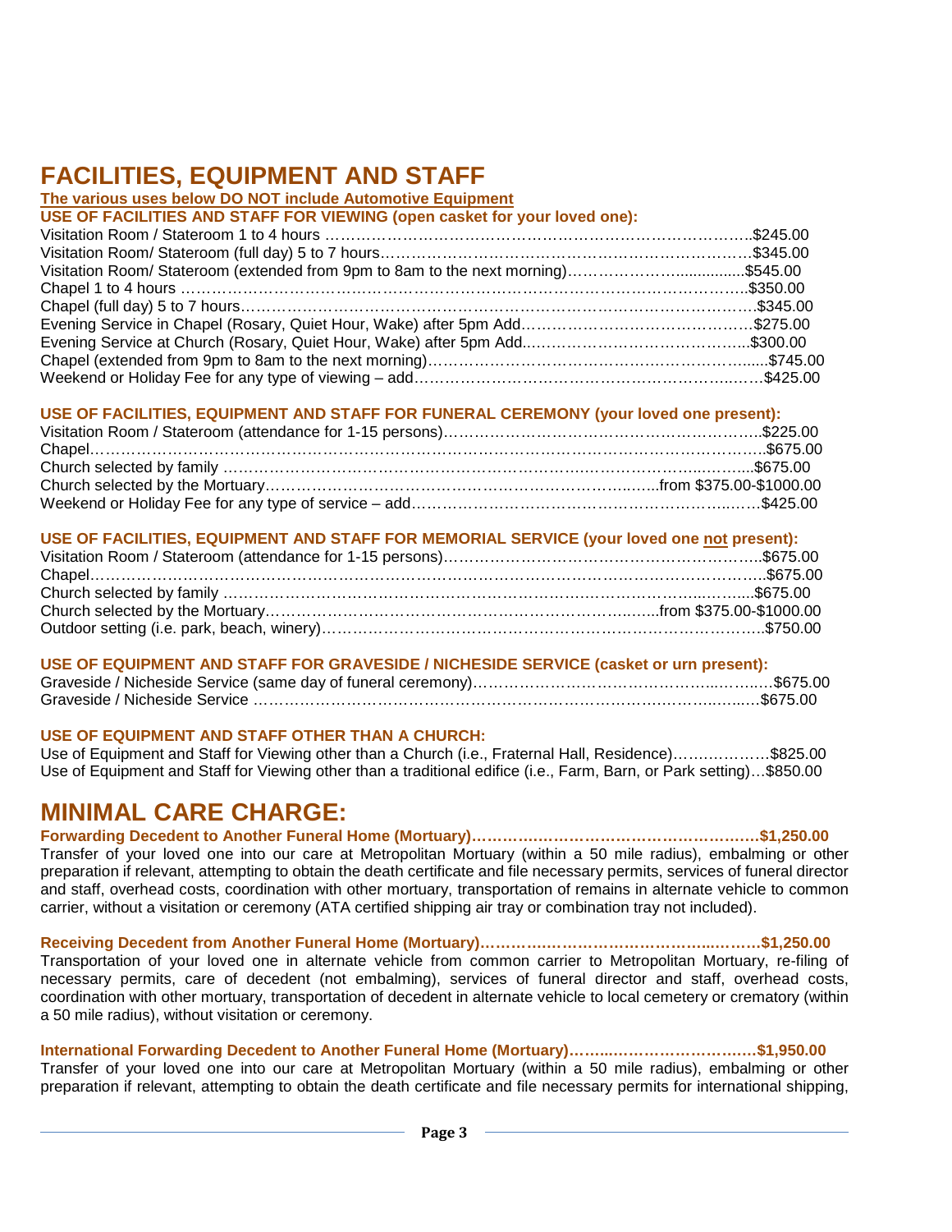# FACILITIES, EQUIPMENT AND STAFF

**The various uses below DO NOT include Automotive Equipment**

**USE OF FACILITIES AND STAFF FOR VIEWING (open casket for your loved one):**

Visitation Room / Stateroom 1 to 4 hours ……………………………………………………………………….$245.00
Visitation Room/ Stateroom (full day) 5 to 7 hours…………………………………………………………….$345.00
Visitation Room/ Stateroom (extended from 9pm to 8am to the next morning)……………………..............$545.00
Chapel 1 to 4 hours ………………………………………………………………………………………………..$350.00
Chapel (full day) 5 to 7 hours……………………………………………………………………………………..$345.00
Evening Service in Chapel (Rosary, Quiet Hour, Wake) after 5pm Add……………………………………….$275.00
Evening Service at Church (Rosary, Quiet Hour, Wake) after 5pm Add……………………………………..$300.00
Chapel (extended from 9pm to 8am to the next morning)………………………………………………….......$745.00
Weekend or Holiday Fee for any type of viewing – add……………………………………………………..….$425.00

**USE OF FACILITIES, EQUIPMENT AND STAFF FOR FUNERAL CEREMONY (your loved one present):**

Visitation Room / Stateroom (attendance for 1-15 persons)……………………………………………………..$225.00
Chapel…………………………………………………………………………………………………………………..$675.00
Church selected by family ……………………………………………………………………………………...……$675.00
Church selected by the Mortuary…………………………………………………………………..……..from $375.00-$1000.00
Weekend or Holiday Fee for any type of service – add…………………………………………………..……$425.00

**USE OF FACILITIES, EQUIPMENT AND STAFF FOR MEMORIAL SERVICE (your loved one not present):**

Visitation Room / Stateroom (attendance for 1-15 persons)……………………………………………………..$675.00
Chapel…………………………………………………………………………………………………………………..$675.00
Church selected by family …………………………………………………………………………………...……...$675.00
Church selected by the Mortuary…………………………………………………………………..……..from $375.00-$1000.00
Outdoor setting (i.e. park, beach, winery)……………………………………………………………………………$750.00

**USE OF EQUIPMENT AND STAFF FOR GRAVESIDE / NICHESIDE SERVICE (casket or urn present):**

Graveside / Nicheside Service (same day of funeral ceremony)…………………………………………..…..….$675.00
Graveside / Nicheside Service ……………………………………………………………………………..……..….$675.00

**USE OF EQUIPMENT AND STAFF OTHER THAN A CHURCH:**

Use of Equipment and Staff for Viewing other than a Church (i.e., Fraternal Hall, Residence)……………….$825.00
Use of Equipment and Staff for Viewing other than a traditional edifice (i.e., Farm, Barn, or Park setting)…$850.00

# MINIMAL CARE CHARGE:

**Forwarding Decedent to Another Funeral Home (Mortuary)…………………………………………………$1,250.00**

Transfer of your loved one into our care at Metropolitan Mortuary (within a 50 mile radius), embalming or other preparation if relevant, attempting to obtain the death certificate and file necessary permits, services of funeral director and staff, overhead costs, coordination with other mortuary, transportation of remains in alternate vehicle to common carrier, without a visitation or ceremony (ATA certified shipping air tray or combination tray not included).

**Receiving Decedent from Another Funeral Home (Mortuary)……………………………………………….$1,250.00**

Transportation of your loved one in alternate vehicle from common carrier to Metropolitan Mortuary, re-filing of necessary permits, care of decedent (not embalming), services of funeral director and staff, overhead costs, coordination with other mortuary, transportation of decedent in alternate vehicle to local cemetery or crematory (within a 50 mile radius), without visitation or ceremony.

**International Forwarding Decedent to Another Funeral Home (Mortuary)……………………………………$1,950.00**

Transfer of your loved one into our care at Metropolitan Mortuary (within a 50 mile radius), embalming or other preparation if relevant, attempting to obtain the death certificate and file necessary permits for international shipping,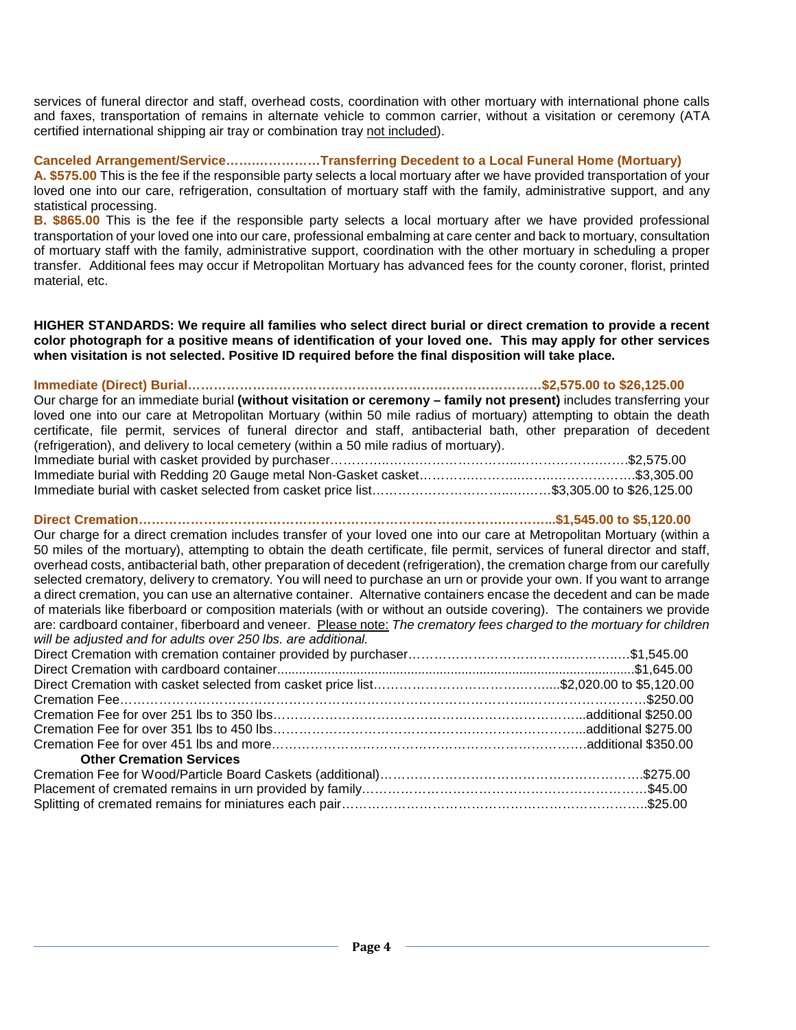services of funeral director and staff, overhead costs, coordination with other mortuary with international phone calls and faxes, transportation of remains in alternate vehicle to common carrier, without a visitation or ceremony (ATA certified international shipping air tray or combination tray not included).

**Canceled Arrangement/Service…………………Transferring Decedent to a Local Funeral Home (Mortuary)**

**A. $575.00** This is the fee if the responsible party selects a local mortuary after we have provided transportation of your loved one into our care, refrigeration, consultation of mortuary staff with the family, administrative support, and any statistical processing.

**B. $865.00** This is the fee if the responsible party selects a local mortuary after we have provided professional transportation of your loved one into our care, professional embalming at care center and back to mortuary, consultation of mortuary staff with the family, administrative support, coordination with the other mortuary in scheduling a proper transfer. Additional fees may occur if Metropolitan Mortuary has advanced fees for the county coroner, florist, printed material, etc.

**HIGHER STANDARDS: We require all families who select direct burial or direct cremation to provide a recent color photograph for a positive means of identification of your loved one. This may apply for other services when visitation is not selected. Positive ID required before the final disposition will take place.**

**Immediate (Direct) Burial………………………………………………………………………$2,575.00 to $26,125.00**

Our charge for an immediate burial **(without visitation or ceremony – family not present)** includes transferring your loved one into our care at Metropolitan Mortuary (within 50 mile radius of mortuary) attempting to obtain the death certificate, file permit, services of funeral director and staff, antibacterial bath, other preparation of decedent (refrigeration), and delivery to local cemetery (within a 50 mile radius of mortuary).

Immediate burial with casket provided by purchaser……………………………………………………………$2,575.00
Immediate burial with Redding 20 Gauge metal Non-Gasket casket…………………………………………$3,305.00
Immediate burial with casket selected from casket price list……………………………………$3,305.00 to $26,125.00

**Direct Cremation……………………………………………………………………………………$1,545.00 to $5,120.00**

Our charge for a direct cremation includes transfer of your loved one into our care at Metropolitan Mortuary (within a 50 miles of the mortuary), attempting to obtain the death certificate, file permit, services of funeral director and staff, overhead costs, antibacterial bath, other preparation of decedent (refrigeration), the cremation charge from our carefully selected crematory, delivery to crematory. You will need to purchase an urn or provide your own. If you want to arrange a direct cremation, you can use an alternative container. Alternative containers encase the decedent and can be made of materials like fiberboard or composition materials (with or without an outside covering). The containers we provide are: cardboard container, fiberboard and veneer. Please note: *The crematory fees charged to the mortuary for children will be adjusted and for adults over 250 lbs. are additional.*

Direct Cremation with cremation container provided by purchaser……………………………………………$1,545.00
Direct Cremation with cardboard container...........................................................................................$1,645.00
Direct Cremation with casket selected from casket price list………………………………………$2,020.00 to $5,120.00
Cremation Fee…………………………………………………………………………………………………$250.00
Cremation Fee for over 251 lbs to 350 lbs………………………………………………………………additional $250.00
Cremation Fee for over 351 lbs to 450 lbs………………………………………………………………additional $275.00
Cremation Fee for over 451 lbs and more………………………………………………………………additional $350.00

**Other Cremation Services**

Cremation Fee for Wood/Particle Board Caskets (additional)…………………………………………………$275.00
Placement of cremated remains in urn provided by family……………………………………………………$45.00
Splitting of cremated remains for miniatures each pair…………………………………………………………$25.00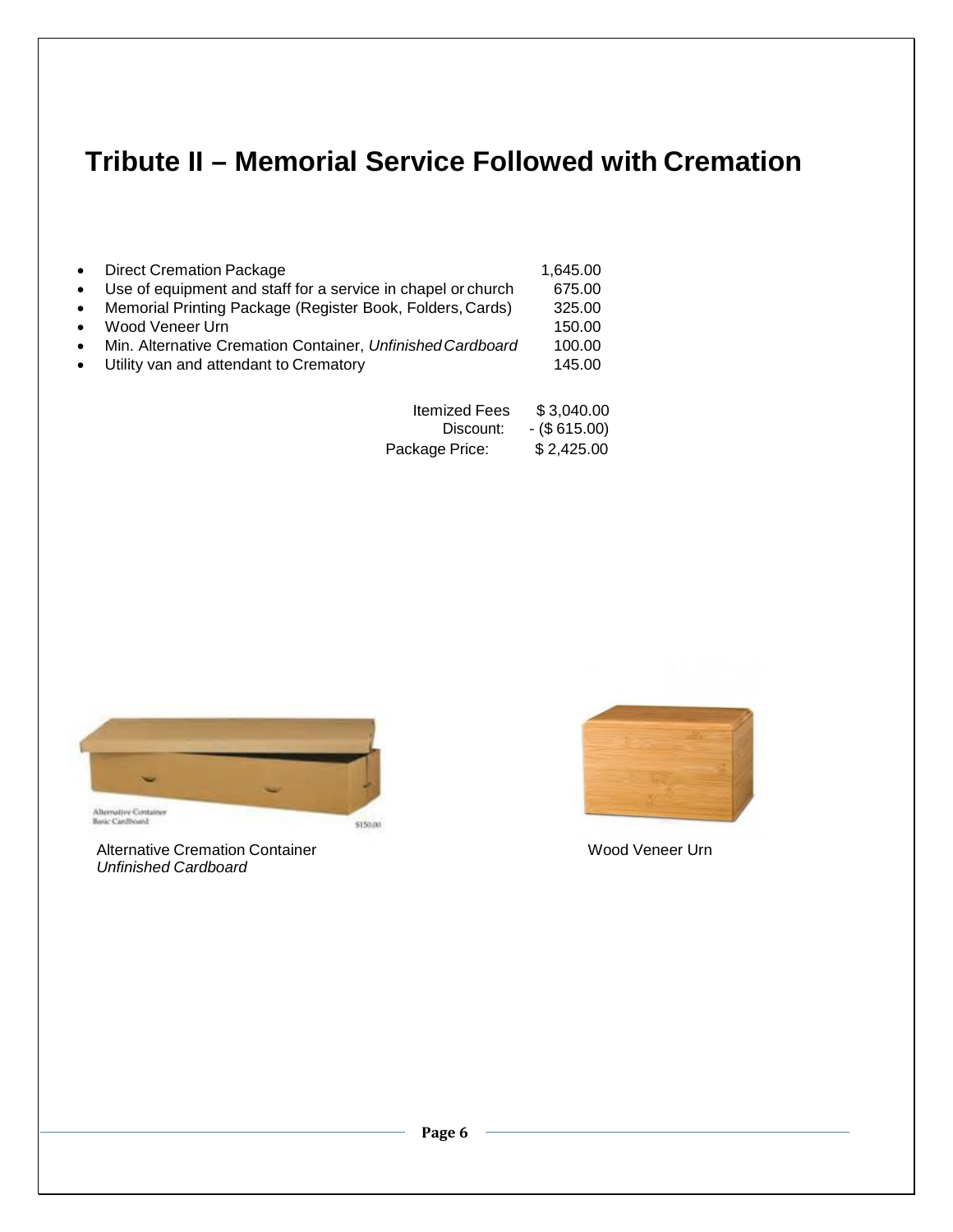# Tribute II – Memorial Service Followed with Cremation

| Item | Price |
|---|---|
| Direct Cremation Package | 1,645.00 |
| Use of equipment and staff for a service in chapel or church | 675.00 |
| Memorial Printing Package (Register Book, Folders, Cards) | 325.00 |
| Wood Veneer Urn | 150.00 |
| Min. Alternative Cremation Container, *Unfinished Cardboard* | 100.00 |
| Utility van and attendant to Crematory | 145.00 |

| | |
|---|---|
| Itemized Fees | $ 3,040.00 |
| Discount: | - ($ 615.00) |
| Package Price: | $ 2,425.00 |

Alternative Cremation Container
*Unfinished Cardboard*

Wood Veneer Urn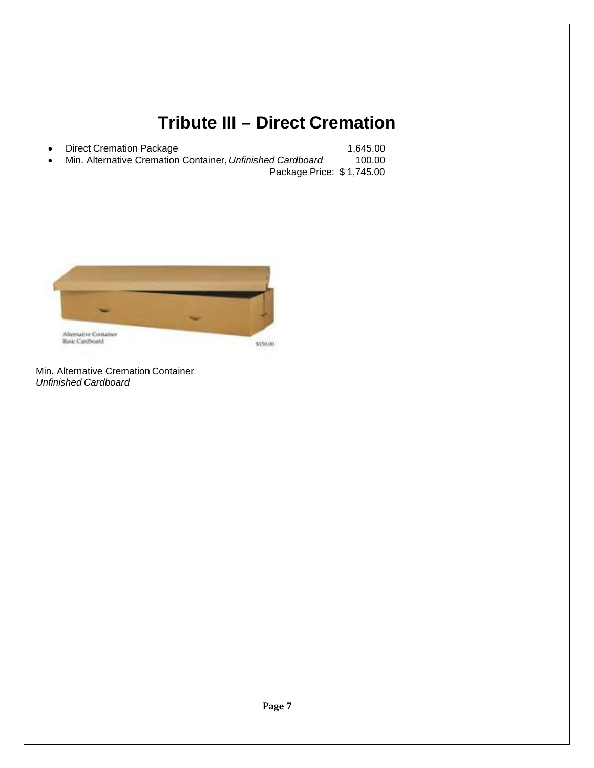# Tribute III – Direct Cremation

- Direct Cremation Package 1,645.00
- Min. Alternative Cremation Container, *Unfinished Cardboard* 100.00

Package Price: $ 1,745.00

Min. Alternative Cremation Container
*Unfinished Cardboard*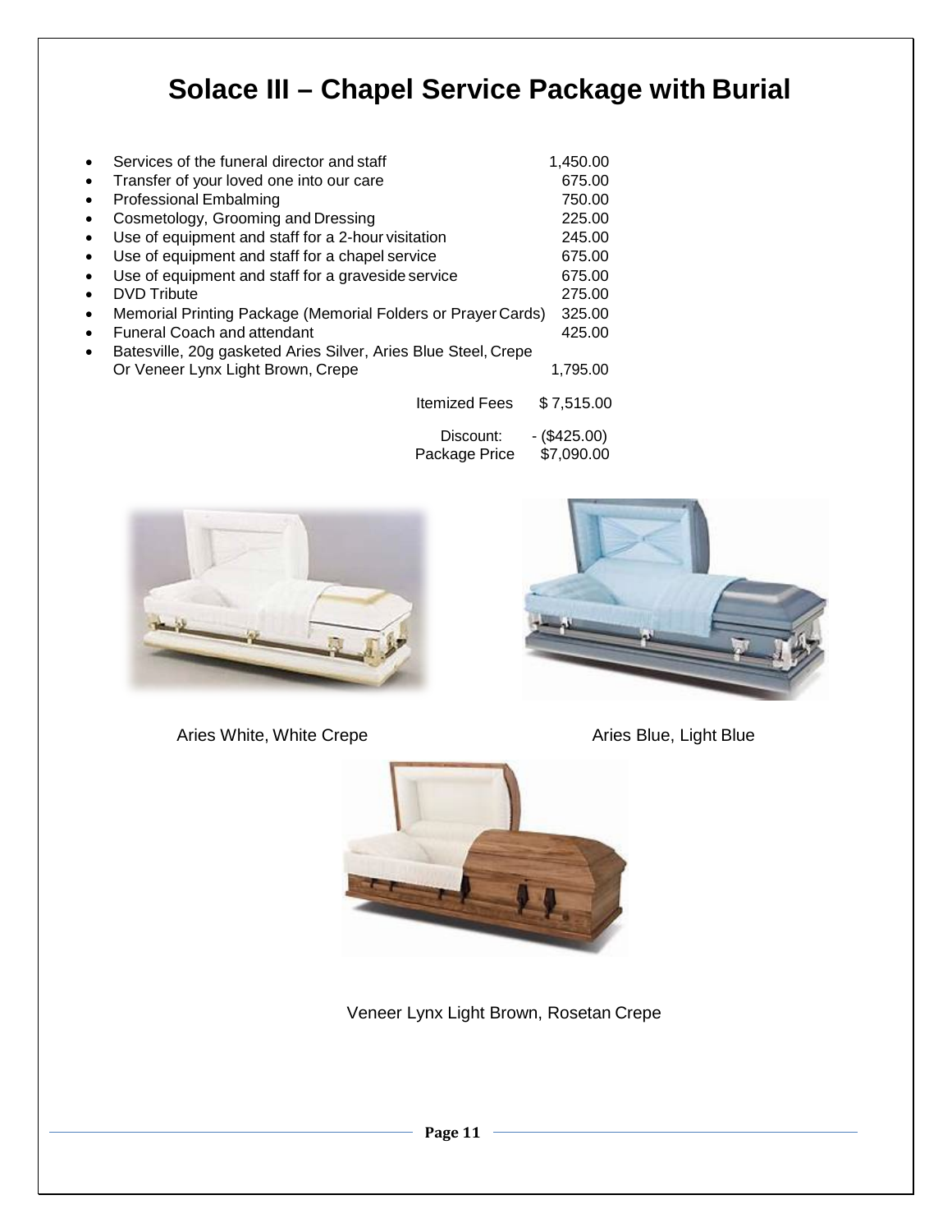# Solace III – Chapel Service Package with Burial

| | |
|---|---:|
| • Services of the funeral director and staff | 1,450.00 |
| • Transfer of your loved one into our care | 675.00 |
| • Professional Embalming | 750.00 |
| • Cosmetology, Grooming and Dressing | 225.00 |
| • Use of equipment and staff for a 2-hour visitation | 245.00 |
| • Use of equipment and staff for a chapel service | 675.00 |
| • Use of equipment and staff for a graveside service | 675.00 |
| • DVD Tribute | 275.00 |
| • Memorial Printing Package (Memorial Folders or Prayer Cards) | 325.00 |
| • Funeral Coach and attendant | 425.00 |
| • Batesville, 20g gasketed Aries Silver, Aries Blue Steel, Crepe Or Veneer Lynx Light Brown, Crepe | 1,795.00 |
| Itemized Fees | $ 7,515.00 |
| Discount: | - ($425.00) |
| Package Price | $7,090.00 |

Aries White, White Crepe

Aries Blue, Light Blue

Veneer Lynx Light Brown, Rosetan Crepe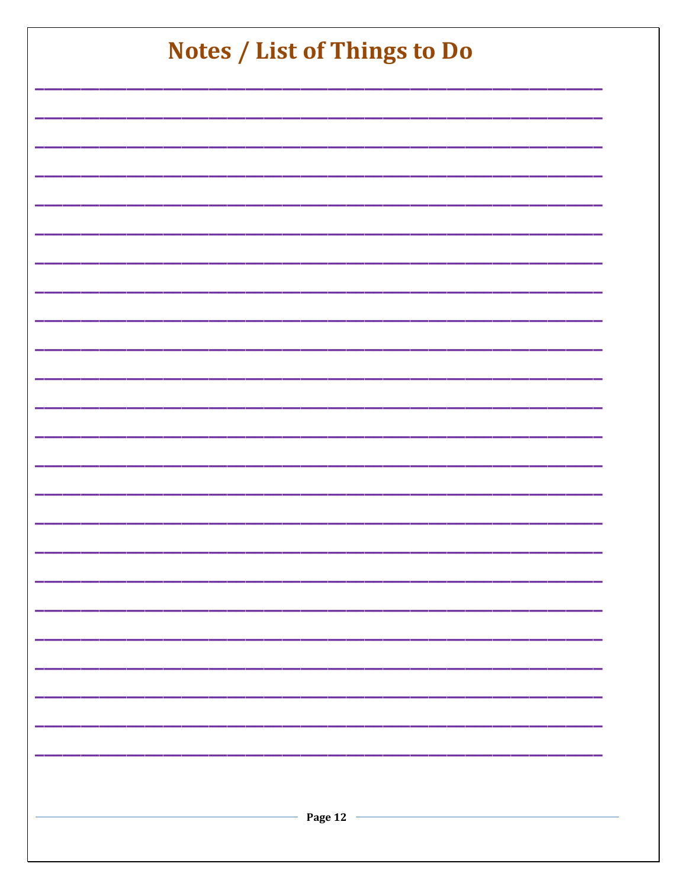# Notes / List of Things to Do